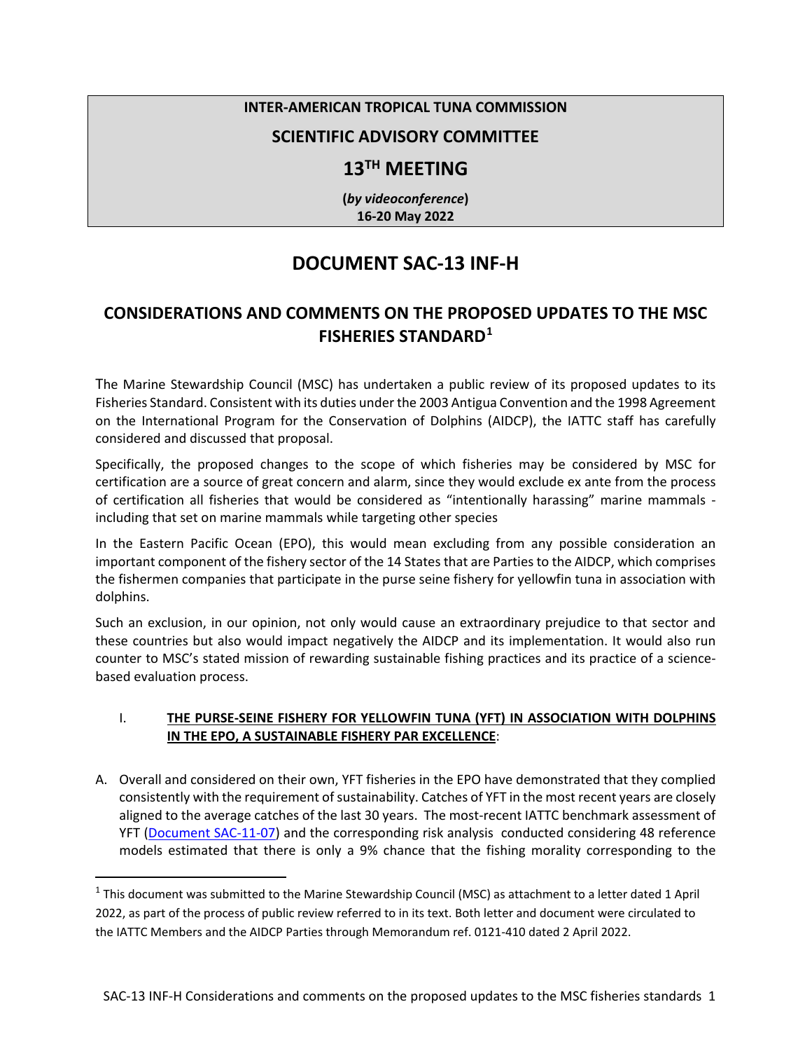**INTER-AMERICAN TROPICAL TUNA COMMISSION**

**SCIENTIFIC ADVISORY COMMITTEE**

**13TH MEETING**

**(*by videoconference*)**
**16-20 May 2022**

# DOCUMENT SAC-13 INF-H

## CONSIDERATIONS AND COMMENTS ON THE PROPOSED UPDATES TO THE MSC FISHERIES STANDARD[1]

The Marine Stewardship Council (MSC) has undertaken a public review of its proposed updates to its Fisheries Standard. Consistent with its duties under the 2003 Antigua Convention and the 1998 Agreement on the International Program for the Conservation of Dolphins (AIDCP), the IATTC staff has carefully considered and discussed that proposal.

Specifically, the proposed changes to the scope of which fisheries may be considered by MSC for certification are a source of great concern and alarm, since they would exclude ex ante from the process of certification all fisheries that would be considered as "intentionally harassing" marine mammals - including that set on marine mammals while targeting other species

In the Eastern Pacific Ocean (EPO), this would mean excluding from any possible consideration an important component of the fishery sector of the 14 States that are Parties to the AIDCP, which comprises the fishermen companies that participate in the purse seine fishery for yellowfin tuna in association with dolphins.

Such an exclusion, in our opinion, not only would cause an extraordinary prejudice to that sector and these countries but also would impact negatively the AIDCP and its implementation. It would also run counter to MSC's stated mission of rewarding sustainable fishing practices and its practice of a science-based evaluation process.

I. **THE PURSE-SEINE FISHERY FOR YELLOWFIN TUNA (YFT) IN ASSOCIATION WITH DOLPHINS IN THE EPO, A SUSTAINABLE FISHERY PAR EXCELLENCE**:

A. Overall and considered on their own, YFT fisheries in the EPO have demonstrated that they complied consistently with the requirement of sustainability. Catches of YFT in the most recent years are closely aligned to the average catches of the last 30 years. The most-recent IATTC benchmark assessment of YFT (Document SAC-11-07) and the corresponding risk analysis conducted considering 48 reference models estimated that there is only a 9% chance that the fishing morality corresponding to the

[1] This document was submitted to the Marine Stewardship Council (MSC) as attachment to a letter dated 1 April 2022, as part of the process of public review referred to in its text. Both letter and document were circulated to the IATTC Members and the AIDCP Parties through Memorandum ref. 0121-410 dated 2 April 2022.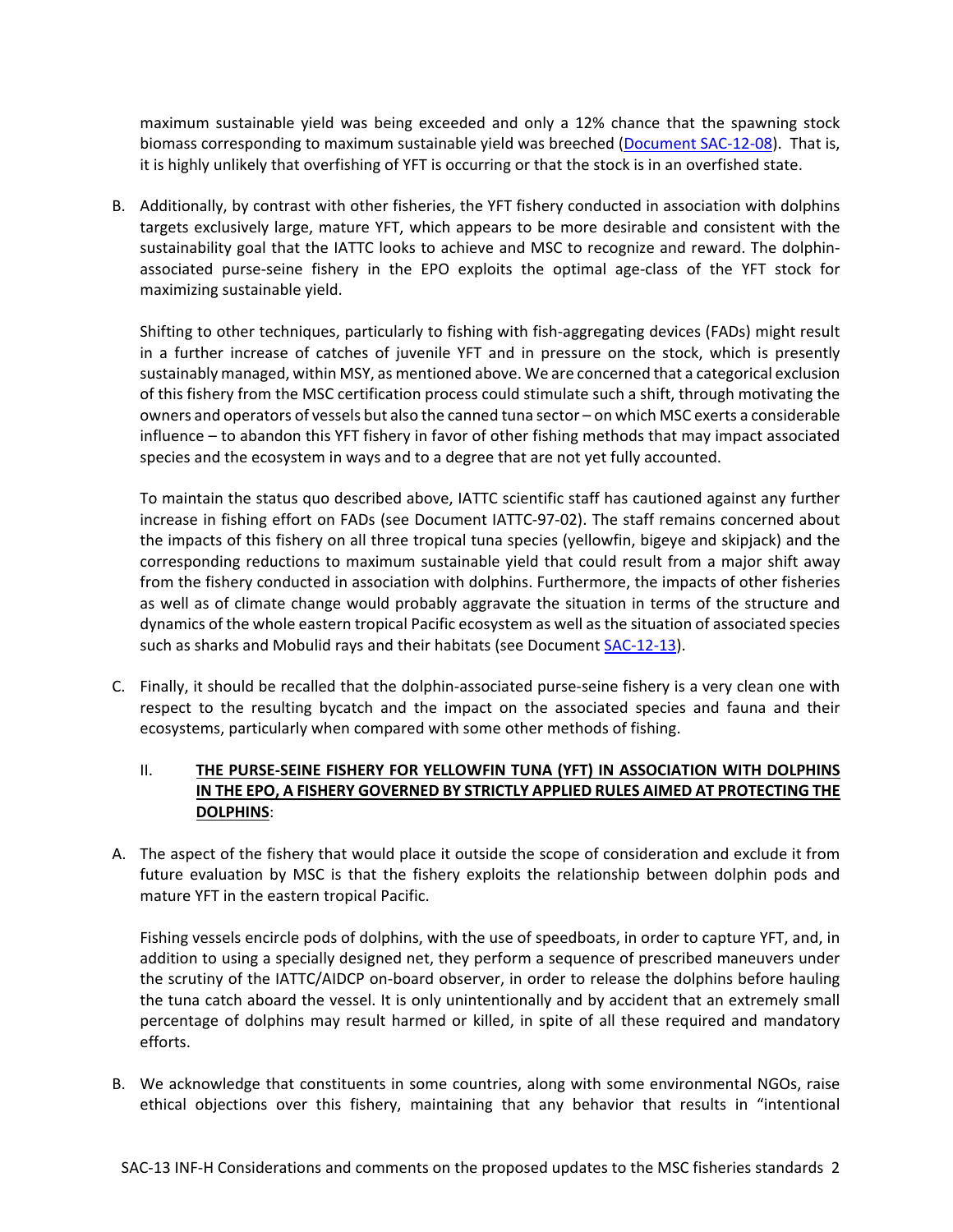maximum sustainable yield was being exceeded and only a 12% chance that the spawning stock biomass corresponding to maximum sustainable yield was breeched ([Document SAC-12-08](Document SAC-12-08)). That is, it is highly unlikely that overfishing of YFT is occurring or that the stock is in an overfished state.

B. Additionally, by contrast with other fisheries, the YFT fishery conducted in association with dolphins targets exclusively large, mature YFT, which appears to be more desirable and consistent with the sustainability goal that the IATTC looks to achieve and MSC to recognize and reward. The dolphin-associated purse-seine fishery in the EPO exploits the optimal age-class of the YFT stock for maximizing sustainable yield.

   Shifting to other techniques, particularly to fishing with fish-aggregating devices (FADs) might result in a further increase of catches of juvenile YFT and in pressure on the stock, which is presently sustainably managed, within MSY, as mentioned above. We are concerned that a categorical exclusion of this fishery from the MSC certification process could stimulate such a shift, through motivating the owners and operators of vessels but also the canned tuna sector – on which MSC exerts a considerable influence – to abandon this YFT fishery in favor of other fishing methods that may impact associated species and the ecosystem in ways and to a degree that are not yet fully accounted.

   To maintain the status quo described above, IATTC scientific staff has cautioned against any further increase in fishing effort on FADs (see Document IATTC-97-02). The staff remains concerned about the impacts of this fishery on all three tropical tuna species (yellowfin, bigeye and skipjack) and the corresponding reductions to maximum sustainable yield that could result from a major shift away from the fishery conducted in association with dolphins. Furthermore, the impacts of other fisheries as well as of climate change would probably aggravate the situation in terms of the structure and dynamics of the whole eastern tropical Pacific ecosystem as well as the situation of associated species such as sharks and Mobulid rays and their habitats (see Document [SAC-12-13](SAC-12-13)).

C. Finally, it should be recalled that the dolphin-associated purse-seine fishery is a very clean one with respect to the resulting bycatch and the impact on the associated species and fauna and their ecosystems, particularly when compared with some other methods of fishing.

## II. **THE PURSE-SEINE FISHERY FOR YELLOWFIN TUNA (YFT) IN ASSOCIATION WITH DOLPHINS IN THE EPO, A FISHERY GOVERNED BY STRICTLY APPLIED RULES AIMED AT PROTECTING THE DOLPHINS**:

A. The aspect of the fishery that would place it outside the scope of consideration and exclude it from future evaluation by MSC is that the fishery exploits the relationship between dolphin pods and mature YFT in the eastern tropical Pacific.

   Fishing vessels encircle pods of dolphins, with the use of speedboats, in order to capture YFT, and, in addition to using a specially designed net, they perform a sequence of prescribed maneuvers under the scrutiny of the IATTC/AIDCP on-board observer, in order to release the dolphins before hauling the tuna catch aboard the vessel. It is only unintentionally and by accident that an extremely small percentage of dolphins may result harmed or killed, in spite of all these required and mandatory efforts.

B. We acknowledge that constituents in some countries, along with some environmental NGOs, raise ethical objections over this fishery, maintaining that any behavior that results in "intentional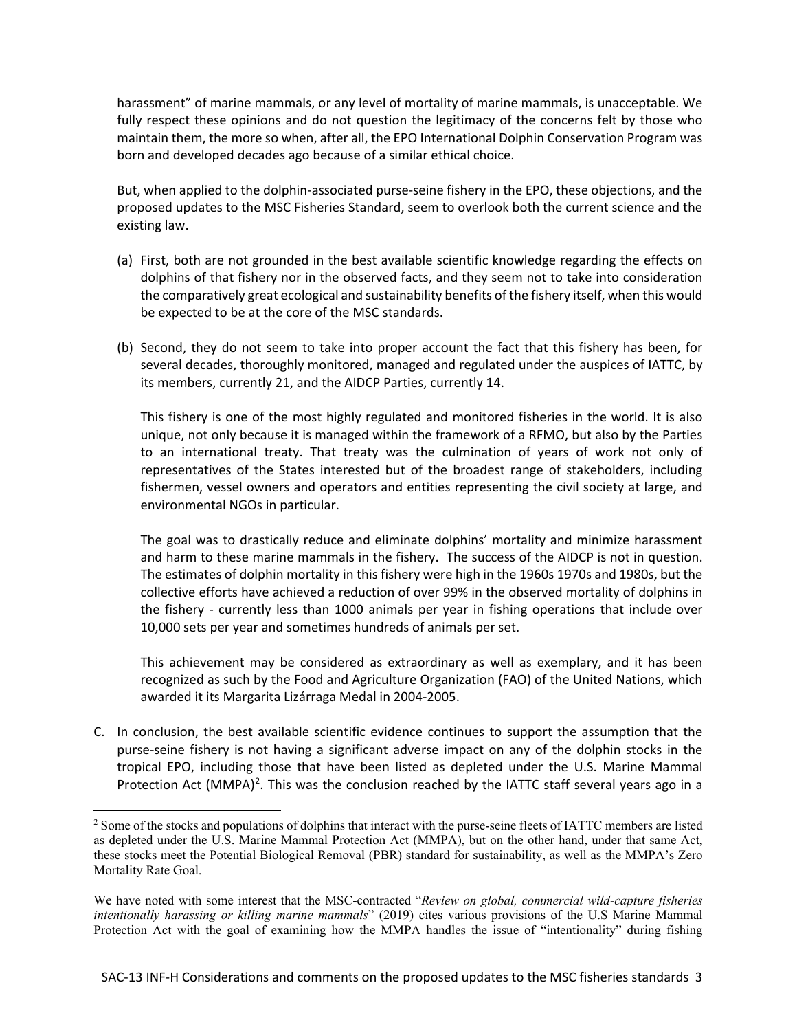harassment" of marine mammals, or any level of mortality of marine mammals, is unacceptable. We fully respect these opinions and do not question the legitimacy of the concerns felt by those who maintain them, the more so when, after all, the EPO International Dolphin Conservation Program was born and developed decades ago because of a similar ethical choice.

But, when applied to the dolphin-associated purse-seine fishery in the EPO, these objections, and the proposed updates to the MSC Fisheries Standard, seem to overlook both the current science and the existing law.

(a) First, both are not grounded in the best available scientific knowledge regarding the effects on dolphins of that fishery nor in the observed facts, and they seem not to take into consideration the comparatively great ecological and sustainability benefits of the fishery itself, when this would be expected to be at the core of the MSC standards.

(b) Second, they do not seem to take into proper account the fact that this fishery has been, for several decades, thoroughly monitored, managed and regulated under the auspices of IATTC, by its members, currently 21, and the AIDCP Parties, currently 14.

    This fishery is one of the most highly regulated and monitored fisheries in the world. It is also unique, not only because it is managed within the framework of a RFMO, but also by the Parties to an international treaty. That treaty was the culmination of years of work not only of representatives of the States interested but of the broadest range of stakeholders, including fishermen, vessel owners and operators and entities representing the civil society at large, and environmental NGOs in particular.

    The goal was to drastically reduce and eliminate dolphins' mortality and minimize harassment and harm to these marine mammals in the fishery. The success of the AIDCP is not in question. The estimates of dolphin mortality in this fishery were high in the 1960s 1970s and 1980s, but the collective efforts have achieved a reduction of over 99% in the observed mortality of dolphins in the fishery - currently less than 1000 animals per year in fishing operations that include over 10,000 sets per year and sometimes hundreds of animals per set.

    This achievement may be considered as extraordinary as well as exemplary, and it has been recognized as such by the Food and Agriculture Organization (FAO) of the United Nations, which awarded it its Margarita Lizárraga Medal in 2004-2005.

C. In conclusion, the best available scientific evidence continues to support the assumption that the purse-seine fishery is not having a significant adverse impact on any of the dolphin stocks in the tropical EPO, including those that have been listed as depleted under the U.S. Marine Mammal Protection Act (MMPA)[2]. This was the conclusion reached by the IATTC staff several years ago in a

---

[2] Some of the stocks and populations of dolphins that interact with the purse-seine fleets of IATTC members are listed as depleted under the U.S. Marine Mammal Protection Act (MMPA), but on the other hand, under that same Act, these stocks meet the Potential Biological Removal (PBR) standard for sustainability, as well as the MMPA's Zero Mortality Rate Goal.

We have noted with some interest that the MSC-contracted "*Review on global, commercial wild-capture fisheries intentionally harassing or killing marine mammals*" (2019) cites various provisions of the U.S Marine Mammal Protection Act with the goal of examining how the MMPA handles the issue of "intentionality" during fishing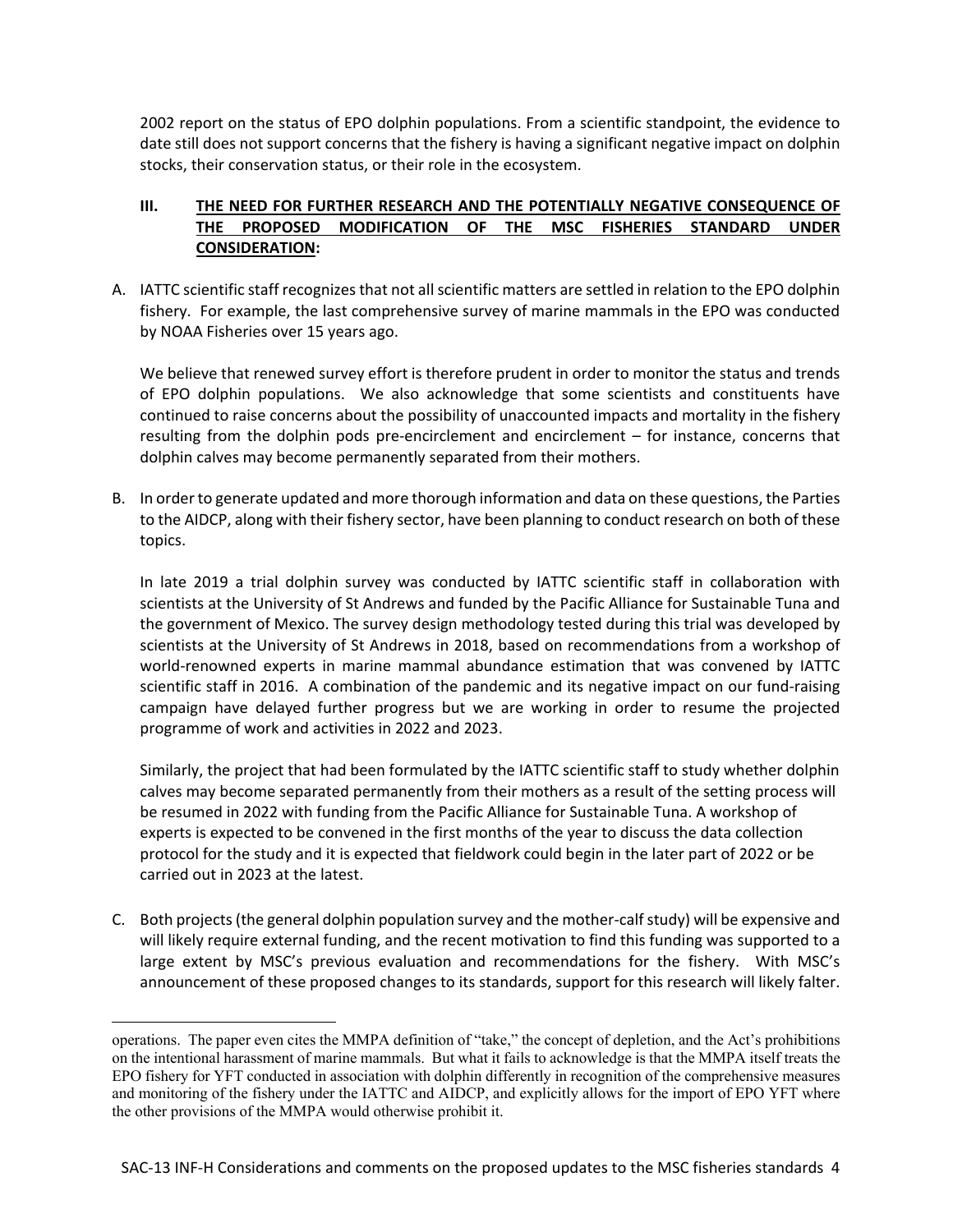2002 report on the status of EPO dolphin populations. From a scientific standpoint, the evidence to date still does not support concerns that the fishery is having a significant negative impact on dolphin stocks, their conservation status, or their role in the ecosystem.

## III. THE NEED FOR FURTHER RESEARCH AND THE POTENTIALLY NEGATIVE CONSEQUENCE OF THE PROPOSED MODIFICATION OF THE MSC FISHERIES STANDARD UNDER CONSIDERATION:

A. IATTC scientific staff recognizes that not all scientific matters are settled in relation to the EPO dolphin fishery. For example, the last comprehensive survey of marine mammals in the EPO was conducted by NOAA Fisheries over 15 years ago.

   We believe that renewed survey effort is therefore prudent in order to monitor the status and trends of EPO dolphin populations. We also acknowledge that some scientists and constituents have continued to raise concerns about the possibility of unaccounted impacts and mortality in the fishery resulting from the dolphin pods pre-encirclement and encirclement – for instance, concerns that dolphin calves may become permanently separated from their mothers.

B. In order to generate updated and more thorough information and data on these questions, the Parties to the AIDCP, along with their fishery sector, have been planning to conduct research on both of these topics.

   In late 2019 a trial dolphin survey was conducted by IATTC scientific staff in collaboration with scientists at the University of St Andrews and funded by the Pacific Alliance for Sustainable Tuna and the government of Mexico. The survey design methodology tested during this trial was developed by scientists at the University of St Andrews in 2018, based on recommendations from a workshop of world-renowned experts in marine mammal abundance estimation that was convened by IATTC scientific staff in 2016. A combination of the pandemic and its negative impact on our fund-raising campaign have delayed further progress but we are working in order to resume the projected programme of work and activities in 2022 and 2023.

   Similarly, the project that had been formulated by the IATTC scientific staff to study whether dolphin calves may become separated permanently from their mothers as a result of the setting process will be resumed in 2022 with funding from the Pacific Alliance for Sustainable Tuna. A workshop of experts is expected to be convened in the first months of the year to discuss the data collection protocol for the study and it is expected that fieldwork could begin in the later part of 2022 or be carried out in 2023 at the latest.

C. Both projects (the general dolphin population survey and the mother-calf study) will be expensive and will likely require external funding, and the recent motivation to find this funding was supported to a large extent by MSC's previous evaluation and recommendations for the fishery. With MSC's announcement of these proposed changes to its standards, support for this research will likely falter.

---

operations. The paper even cites the MMPA definition of "take," the concept of depletion, and the Act's prohibitions on the intentional harassment of marine mammals. But what it fails to acknowledge is that the MMPA itself treats the EPO fishery for YFT conducted in association with dolphin differently in recognition of the comprehensive measures and monitoring of the fishery under the IATTC and AIDCP, and explicitly allows for the import of EPO YFT where the other provisions of the MMPA would otherwise prohibit it.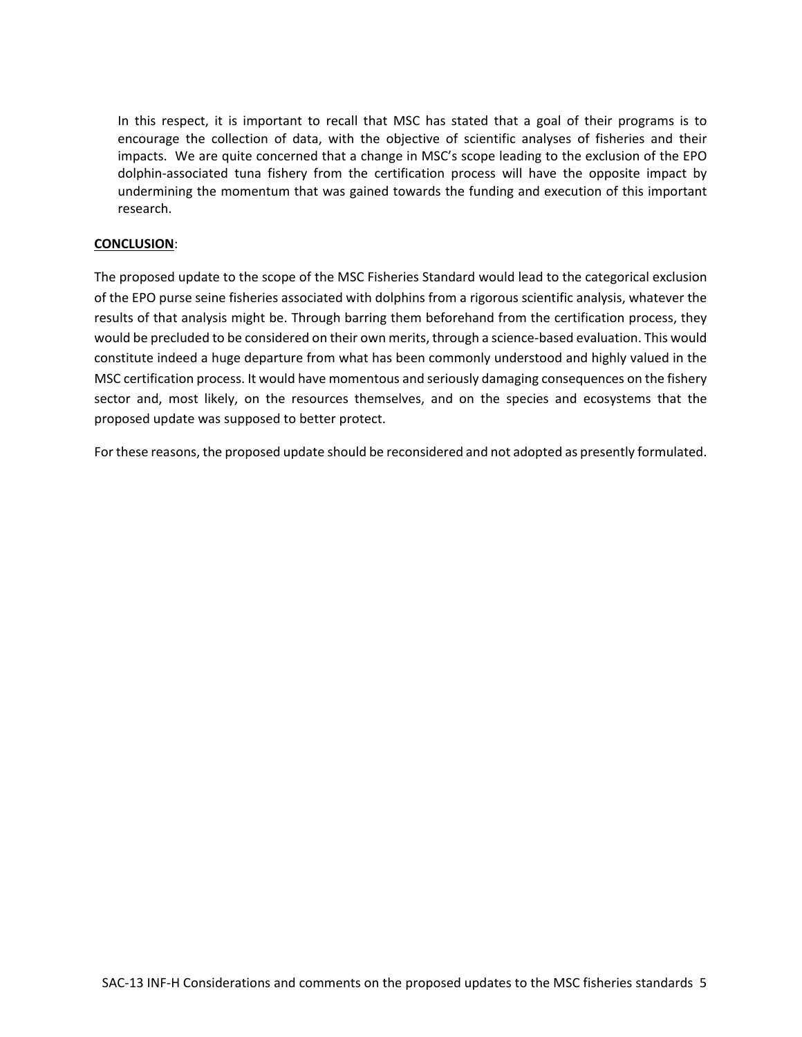In this respect, it is important to recall that MSC has stated that a goal of their programs is to encourage the collection of data, with the objective of scientific analyses of fisheries and their impacts. We are quite concerned that a change in MSC's scope leading to the exclusion of the EPO dolphin-associated tuna fishery from the certification process will have the opposite impact by undermining the momentum that was gained towards the funding and execution of this important research.

**CONCLUSION**:

The proposed update to the scope of the MSC Fisheries Standard would lead to the categorical exclusion of the EPO purse seine fisheries associated with dolphins from a rigorous scientific analysis, whatever the results of that analysis might be. Through barring them beforehand from the certification process, they would be precluded to be considered on their own merits, through a science-based evaluation. This would constitute indeed a huge departure from what has been commonly understood and highly valued in the MSC certification process. It would have momentous and seriously damaging consequences on the fishery sector and, most likely, on the resources themselves, and on the species and ecosystems that the proposed update was supposed to better protect.

For these reasons, the proposed update should be reconsidered and not adopted as presently formulated.